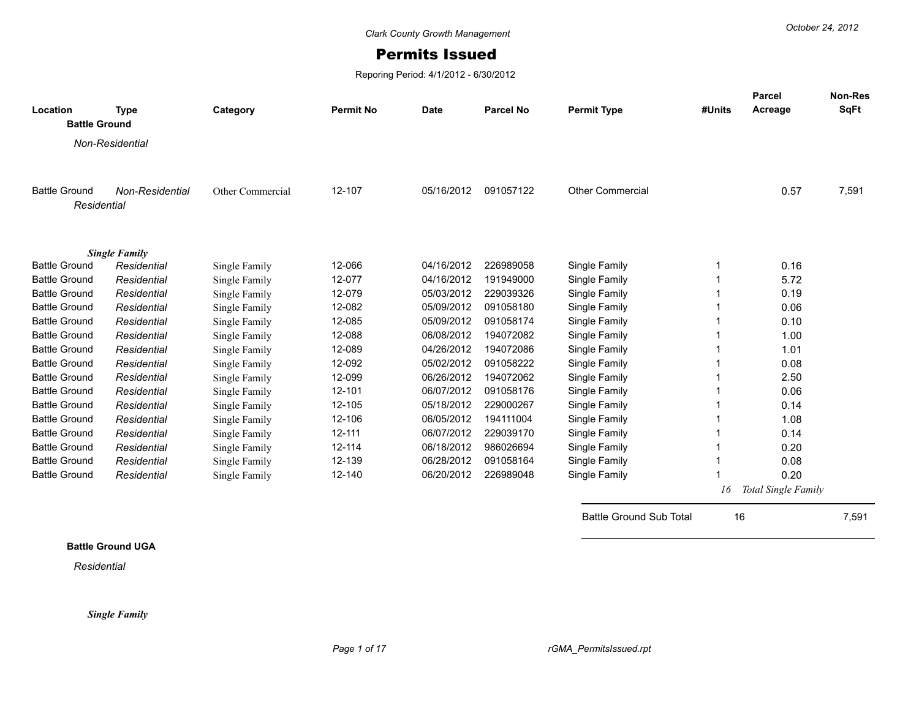Clark County Growth Management

# Permits Issued

Reporing Period: 4/1/2012 - 6/30/2012

| Location | Type | Category | Permit No | Date | Parcel No | Permit Type | #Units | Parcel Acreage | Non-Res SqFt |
|---|---|---|---|---|---|---|---|---|---|
| **Battle Ground** | | | | | | | | | |
| *Non-Residential* | | | | | | | | | |
| Battle Ground | *Non-Residential* | Other Commercial | 12-107 | 05/16/2012 | 091057122 | Other Commercial | | 0.57 | 7,591 |
| *Residential* | | | | | | | | | |
| ***Single Family*** | | | | | | | | | |
| Battle Ground | *Residential* | Single Family | 12-066 | 04/16/2012 | 226989058 | Single Family | 1 | 0.16 | |
| Battle Ground | *Residential* | Single Family | 12-077 | 04/16/2012 | 191949000 | Single Family | 1 | 5.72 | |
| Battle Ground | *Residential* | Single Family | 12-079 | 05/03/2012 | 229039326 | Single Family | 1 | 0.19 | |
| Battle Ground | *Residential* | Single Family | 12-082 | 05/09/2012 | 091058180 | Single Family | 1 | 0.06 | |
| Battle Ground | *Residential* | Single Family | 12-085 | 05/09/2012 | 091058174 | Single Family | 1 | 0.10 | |
| Battle Ground | *Residential* | Single Family | 12-088 | 06/08/2012 | 194072082 | Single Family | 1 | 1.00 | |
| Battle Ground | *Residential* | Single Family | 12-089 | 04/26/2012 | 194072086 | Single Family | 1 | 1.01 | |
| Battle Ground | *Residential* | Single Family | 12-092 | 05/02/2012 | 091058222 | Single Family | 1 | 0.08 | |
| Battle Ground | *Residential* | Single Family | 12-099 | 06/26/2012 | 194072062 | Single Family | 1 | 2.50 | |
| Battle Ground | *Residential* | Single Family | 12-101 | 06/07/2012 | 091058176 | Single Family | 1 | 0.06 | |
| Battle Ground | *Residential* | Single Family | 12-105 | 05/18/2012 | 229000267 | Single Family | 1 | 0.14 | |
| Battle Ground | *Residential* | Single Family | 12-106 | 06/05/2012 | 194111004 | Single Family | 1 | 1.08 | |
| Battle Ground | *Residential* | Single Family | 12-111 | 06/07/2012 | 229039170 | Single Family | 1 | 0.14 | |
| Battle Ground | *Residential* | Single Family | 12-114 | 06/18/2012 | 986026694 | Single Family | 1 | 0.20 | |
| Battle Ground | *Residential* | Single Family | 12-139 | 06/28/2012 | 091058164 | Single Family | 1 | 0.08 | |
| Battle Ground | *Residential* | Single Family | 12-140 | 06/20/2012 | 226989048 | Single Family | 1 | 0.20 | |
| | | | | | | | *16* | *Total Single Family* | |
| | | | | | | Battle Ground Sub Total | 16 | | 7,591 |

**Battle Ground UGA**

*Residential*

***Single Family***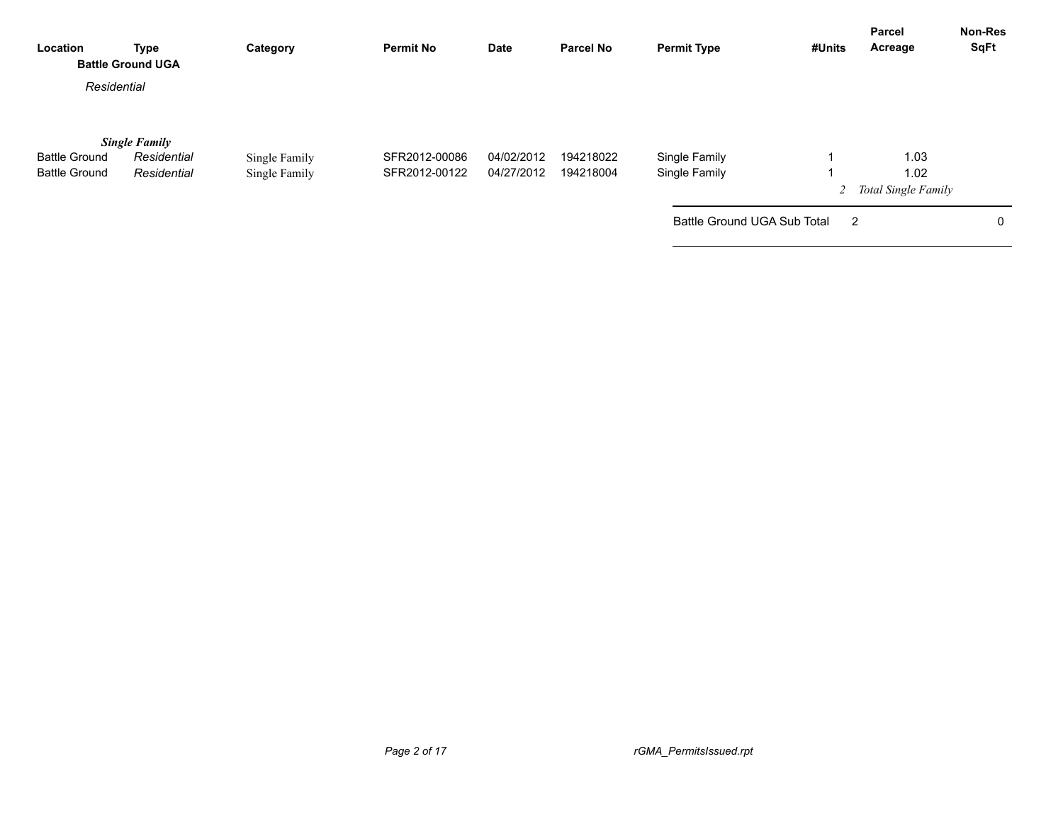| Location | Type | Category | Permit No | Date | Parcel No | Permit Type | #Units | Parcel Acreage | Non-Res SqFt |
|---|---|---|---|---|---|---|---|---|---|
| **Battle Ground UGA** | | | | | | | | | |
| *Residential* | | | | | | | | | |
| ***Single Family*** | | | | | | | | | |
| Battle Ground | *Residential* | Single Family | SFR2012-00086 | 04/02/2012 | 194218022 | Single Family | 1 | 1.03 | |
| Battle Ground | *Residential* | Single Family | SFR2012-00122 | 04/27/2012 | 194218004 | Single Family | 1 | 1.02 | |
| | | | | | | | *2* | *Total Single Family* | |
| | | | | | | Battle Ground UGA Sub Total | 2 | | 0 |

rGMA_PermitsIssued.rpt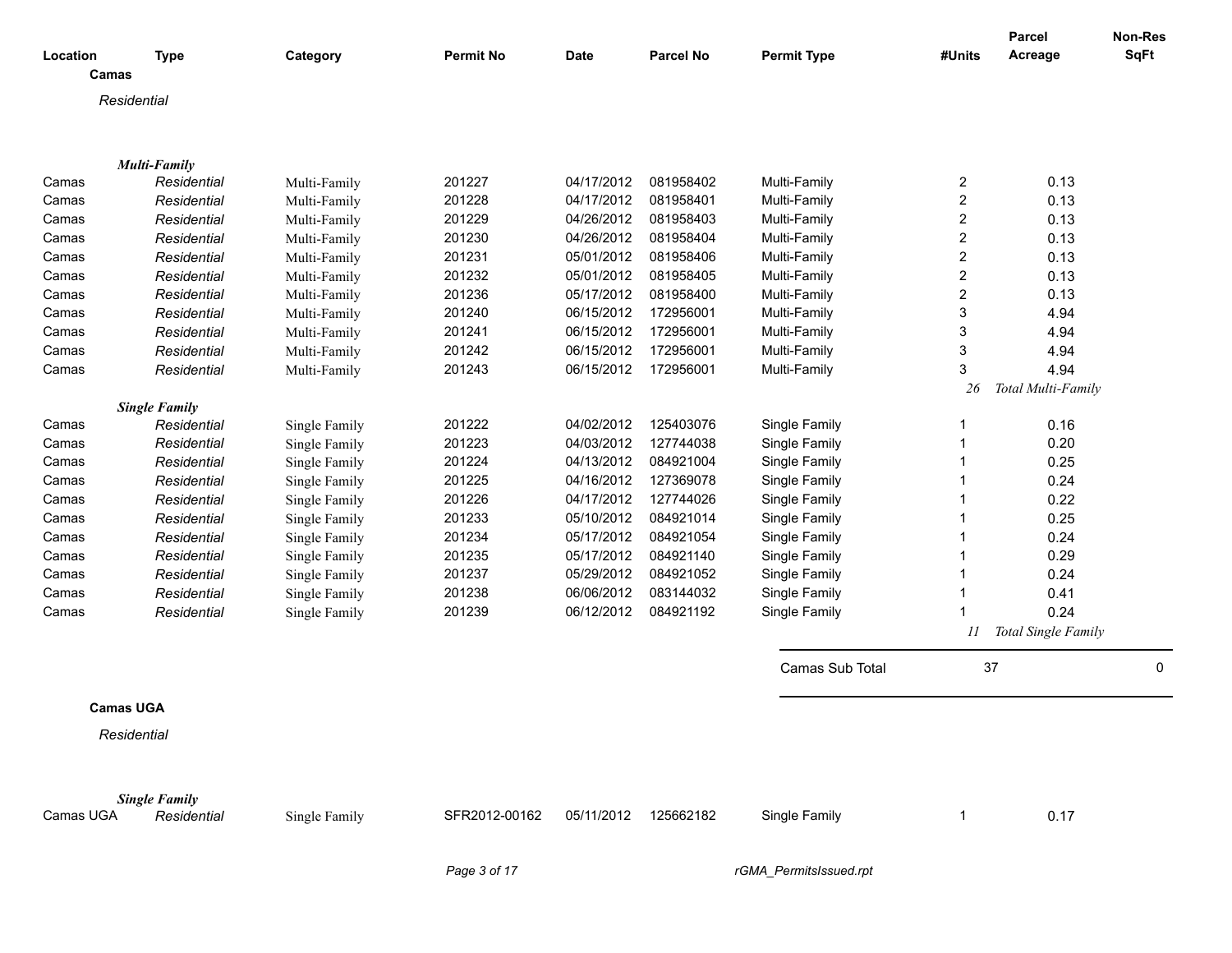| Location | Type | Category | Permit No | Date | Parcel No | Permit Type | #Units | Parcel Acreage | Non-Res SqFt |
|---|---|---|---|---|---|---|---|---|---|
| **Camas** | | | | | | | | | |
| *Residential* | | | | | | | | | |
| ***Multi-Family*** | | | | | | | | | |
| Camas | *Residential* | Multi-Family | 201227 | 04/17/2012 | 081958402 | Multi-Family | 2 | 0.13 | |
| Camas | *Residential* | Multi-Family | 201228 | 04/17/2012 | 081958401 | Multi-Family | 2 | 0.13 | |
| Camas | *Residential* | Multi-Family | 201229 | 04/26/2012 | 081958403 | Multi-Family | 2 | 0.13 | |
| Camas | *Residential* | Multi-Family | 201230 | 04/26/2012 | 081958404 | Multi-Family | 2 | 0.13 | |
| Camas | *Residential* | Multi-Family | 201231 | 05/01/2012 | 081958406 | Multi-Family | 2 | 0.13 | |
| Camas | *Residential* | Multi-Family | 201232 | 05/01/2012 | 081958405 | Multi-Family | 2 | 0.13 | |
| Camas | *Residential* | Multi-Family | 201236 | 05/17/2012 | 081958400 | Multi-Family | 2 | 0.13 | |
| Camas | *Residential* | Multi-Family | 201240 | 06/15/2012 | 172956001 | Multi-Family | 3 | 4.94 | |
| Camas | *Residential* | Multi-Family | 201241 | 06/15/2012 | 172956001 | Multi-Family | 3 | 4.94 | |
| Camas | *Residential* | Multi-Family | 201242 | 06/15/2012 | 172956001 | Multi-Family | 3 | 4.94 | |
| Camas | *Residential* | Multi-Family | 201243 | 06/15/2012 | 172956001 | Multi-Family | 3 | 4.94 | |
| | | | | | | | *26* | *Total Multi-Family* | |
| ***Single Family*** | | | | | | | | | |
| Camas | *Residential* | Single Family | 201222 | 04/02/2012 | 125403076 | Single Family | 1 | 0.16 | |
| Camas | *Residential* | Single Family | 201223 | 04/03/2012 | 127744038 | Single Family | 1 | 0.20 | |
| Camas | *Residential* | Single Family | 201224 | 04/13/2012 | 084921004 | Single Family | 1 | 0.25 | |
| Camas | *Residential* | Single Family | 201225 | 04/16/2012 | 127369078 | Single Family | 1 | 0.24 | |
| Camas | *Residential* | Single Family | 201226 | 04/17/2012 | 127744026 | Single Family | 1 | 0.22 | |
| Camas | *Residential* | Single Family | 201233 | 05/10/2012 | 084921014 | Single Family | 1 | 0.25 | |
| Camas | *Residential* | Single Family | 201234 | 05/17/2012 | 084921054 | Single Family | 1 | 0.24 | |
| Camas | *Residential* | Single Family | 201235 | 05/17/2012 | 084921140 | Single Family | 1 | 0.29 | |
| Camas | *Residential* | Single Family | 201237 | 05/29/2012 | 084921052 | Single Family | 1 | 0.24 | |
| Camas | *Residential* | Single Family | 201238 | 06/06/2012 | 083144032 | Single Family | 1 | 0.41 | |
| Camas | *Residential* | Single Family | 201239 | 06/12/2012 | 084921192 | Single Family | 1 | 0.24 | |
| | | | | | | | *11* | *Total Single Family* | |
| | | | | | | Camas Sub Total | 37 | | 0 |
| **Camas UGA** | | | | | | | | | |
| *Residential* | | | | | | | | | |
| ***Single Family*** | | | | | | | | | |
| Camas UGA | *Residential* | Single Family | SFR2012-00162 | 05/11/2012 | 125662182 | Single Family | 1 | 0.17 | |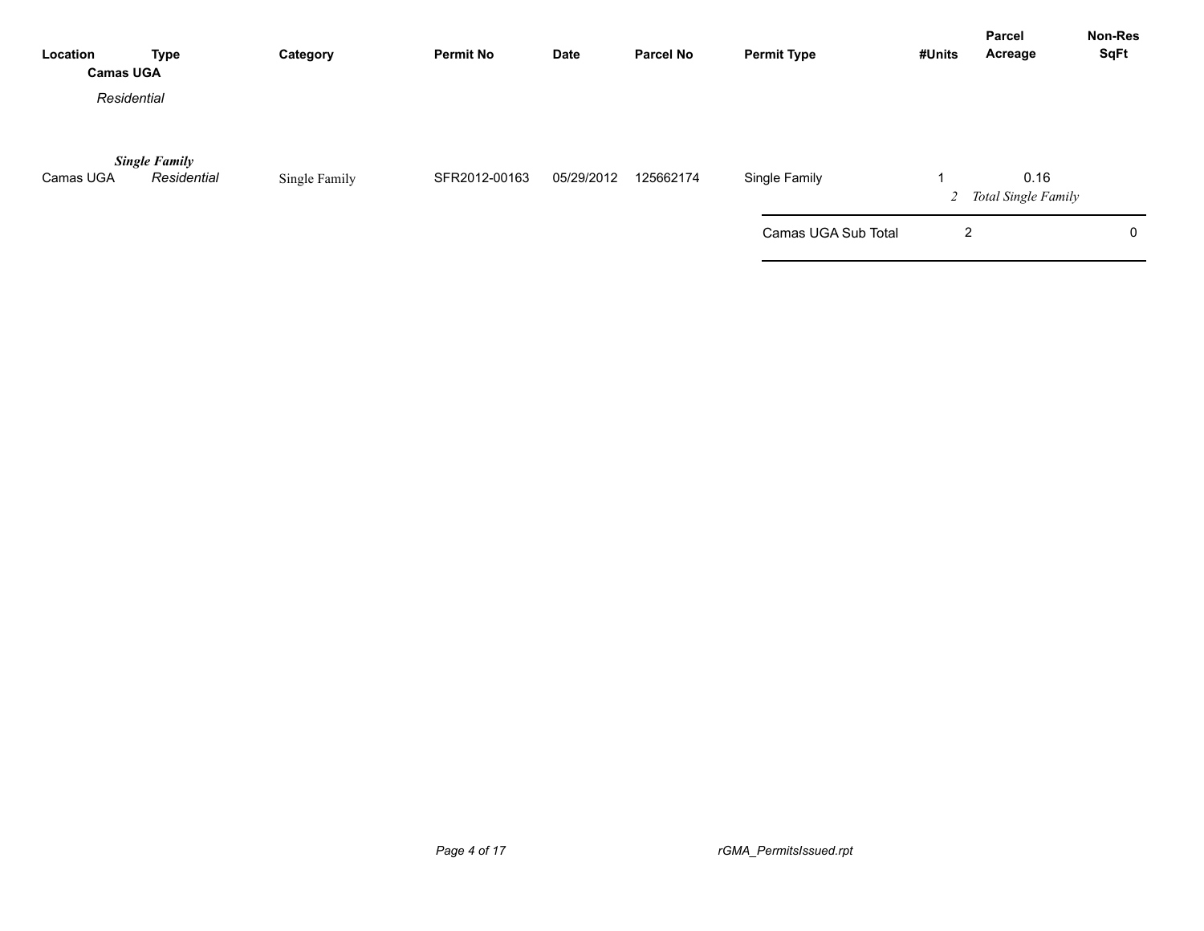| Location | Type | Category | Permit No | Date | Parcel No | Permit Type | #Units | Parcel Acreage | Non-Res SqFt |
|---|---|---|---|---|---|---|---|---|---|
| **Camas UGA** | | | | | | | | | |
| *Residential* | | | | | | | | | |
| | ***Single Family*** | | | | | | | | |
| Camas UGA | *Residential* | Single Family | SFR2012-00163 | 05/29/2012 | 125662174 | Single Family | 1 | 0.16 | |
| | | | | | | | *2* | *Total Single Family* | |
| | | | | | | Camas UGA Sub Total | 2 | | 0 |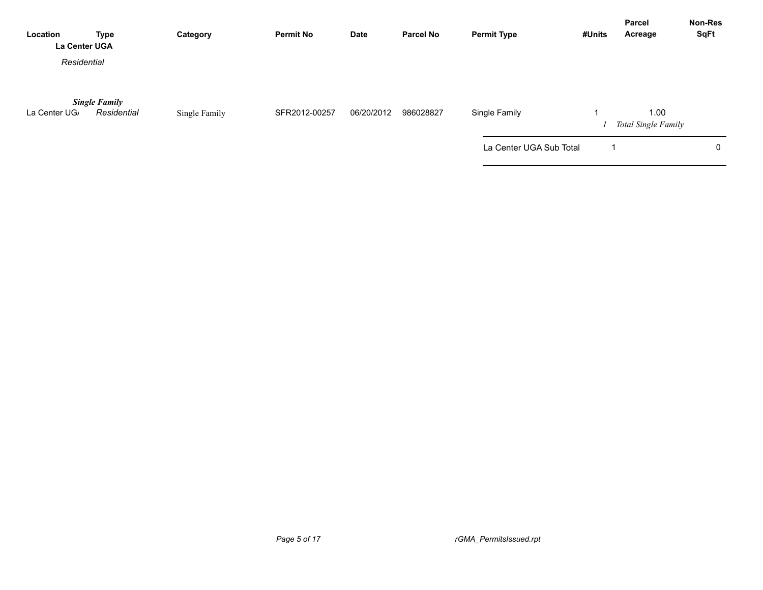| Location | Type | Category | Permit No | Date | Parcel No | Permit Type | #Units | Parcel Acreage | Non-Res SqFt |
|---|---|---|---|---|---|---|---|---|---|
| **La Center UGA** | | | | | | | | | |
| *Residential* | | | | | | | | | |
| | ***Single Family*** | | | | | | | | |
| La Center UGA | *Residential* | Single Family | SFR2012-00257 | 06/20/2012 | 986028827 | Single Family | 1 | 1.00 | |
| | | | | | | | *1* | *Total Single Family* | |
| | | | | | | La Center UGA Sub Total | 1 | | 0 |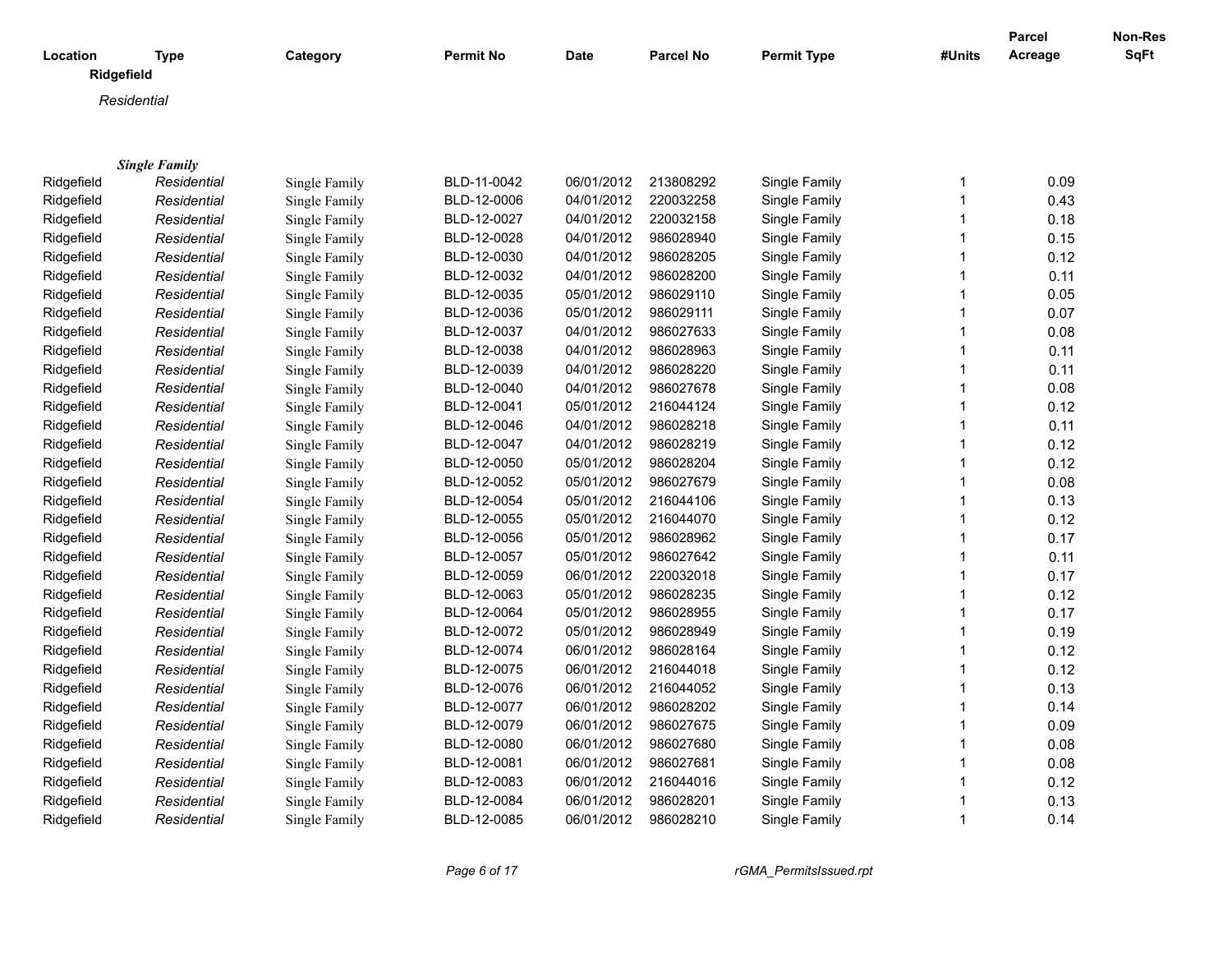| Location | Type | Category | Permit No | Date | Parcel No | Permit Type | #Units | Parcel Acreage | Non-Res SqFt |
|---|---|---|---|---|---|---|---|---|---|
| **Ridgefield** | | | | | | | | | |
| *Residential* | | | | | | | | | |
| ***Single Family*** | | | | | | | | | |
| Ridgefield | *Residential* | Single Family | BLD-11-0042 | 06/01/2012 | 213808292 | Single Family | 1 | 0.09 | |
| Ridgefield | *Residential* | Single Family | BLD-12-0006 | 04/01/2012 | 220032258 | Single Family | 1 | 0.43 | |
| Ridgefield | *Residential* | Single Family | BLD-12-0027 | 04/01/2012 | 220032158 | Single Family | 1 | 0.18 | |
| Ridgefield | *Residential* | Single Family | BLD-12-0028 | 04/01/2012 | 986028940 | Single Family | 1 | 0.15 | |
| Ridgefield | *Residential* | Single Family | BLD-12-0030 | 04/01/2012 | 986028205 | Single Family | 1 | 0.12 | |
| Ridgefield | *Residential* | Single Family | BLD-12-0032 | 04/01/2012 | 986028200 | Single Family | 1 | 0.11 | |
| Ridgefield | *Residential* | Single Family | BLD-12-0035 | 05/01/2012 | 986029110 | Single Family | 1 | 0.05 | |
| Ridgefield | *Residential* | Single Family | BLD-12-0036 | 05/01/2012 | 986029111 | Single Family | 1 | 0.07 | |
| Ridgefield | *Residential* | Single Family | BLD-12-0037 | 04/01/2012 | 986027633 | Single Family | 1 | 0.08 | |
| Ridgefield | *Residential* | Single Family | BLD-12-0038 | 04/01/2012 | 986028963 | Single Family | 1 | 0.11 | |
| Ridgefield | *Residential* | Single Family | BLD-12-0039 | 04/01/2012 | 986028220 | Single Family | 1 | 0.11 | |
| Ridgefield | *Residential* | Single Family | BLD-12-0040 | 04/01/2012 | 986027678 | Single Family | 1 | 0.08 | |
| Ridgefield | *Residential* | Single Family | BLD-12-0041 | 05/01/2012 | 216044124 | Single Family | 1 | 0.12 | |
| Ridgefield | *Residential* | Single Family | BLD-12-0046 | 04/01/2012 | 986028218 | Single Family | 1 | 0.11 | |
| Ridgefield | *Residential* | Single Family | BLD-12-0047 | 04/01/2012 | 986028219 | Single Family | 1 | 0.12 | |
| Ridgefield | *Residential* | Single Family | BLD-12-0050 | 05/01/2012 | 986028204 | Single Family | 1 | 0.12 | |
| Ridgefield | *Residential* | Single Family | BLD-12-0052 | 05/01/2012 | 986027679 | Single Family | 1 | 0.08 | |
| Ridgefield | *Residential* | Single Family | BLD-12-0054 | 05/01/2012 | 216044106 | Single Family | 1 | 0.13 | |
| Ridgefield | *Residential* | Single Family | BLD-12-0055 | 05/01/2012 | 216044070 | Single Family | 1 | 0.12 | |
| Ridgefield | *Residential* | Single Family | BLD-12-0056 | 05/01/2012 | 986028962 | Single Family | 1 | 0.17 | |
| Ridgefield | *Residential* | Single Family | BLD-12-0057 | 05/01/2012 | 986027642 | Single Family | 1 | 0.11 | |
| Ridgefield | *Residential* | Single Family | BLD-12-0059 | 06/01/2012 | 220032018 | Single Family | 1 | 0.17 | |
| Ridgefield | *Residential* | Single Family | BLD-12-0063 | 05/01/2012 | 986028235 | Single Family | 1 | 0.12 | |
| Ridgefield | *Residential* | Single Family | BLD-12-0064 | 05/01/2012 | 986028955 | Single Family | 1 | 0.17 | |
| Ridgefield | *Residential* | Single Family | BLD-12-0072 | 05/01/2012 | 986028949 | Single Family | 1 | 0.19 | |
| Ridgefield | *Residential* | Single Family | BLD-12-0074 | 06/01/2012 | 986028164 | Single Family | 1 | 0.12 | |
| Ridgefield | *Residential* | Single Family | BLD-12-0075 | 06/01/2012 | 216044018 | Single Family | 1 | 0.12 | |
| Ridgefield | *Residential* | Single Family | BLD-12-0076 | 06/01/2012 | 216044052 | Single Family | 1 | 0.13 | |
| Ridgefield | *Residential* | Single Family | BLD-12-0077 | 06/01/2012 | 986028202 | Single Family | 1 | 0.14 | |
| Ridgefield | *Residential* | Single Family | BLD-12-0079 | 06/01/2012 | 986027675 | Single Family | 1 | 0.09 | |
| Ridgefield | *Residential* | Single Family | BLD-12-0080 | 06/01/2012 | 986027680 | Single Family | 1 | 0.08 | |
| Ridgefield | *Residential* | Single Family | BLD-12-0081 | 06/01/2012 | 986027681 | Single Family | 1 | 0.08 | |
| Ridgefield | *Residential* | Single Family | BLD-12-0083 | 06/01/2012 | 216044016 | Single Family | 1 | 0.12 | |
| Ridgefield | *Residential* | Single Family | BLD-12-0084 | 06/01/2012 | 986028201 | Single Family | 1 | 0.13 | |
| Ridgefield | *Residential* | Single Family | BLD-12-0085 | 06/01/2012 | 986028210 | Single Family | 1 | 0.14 | |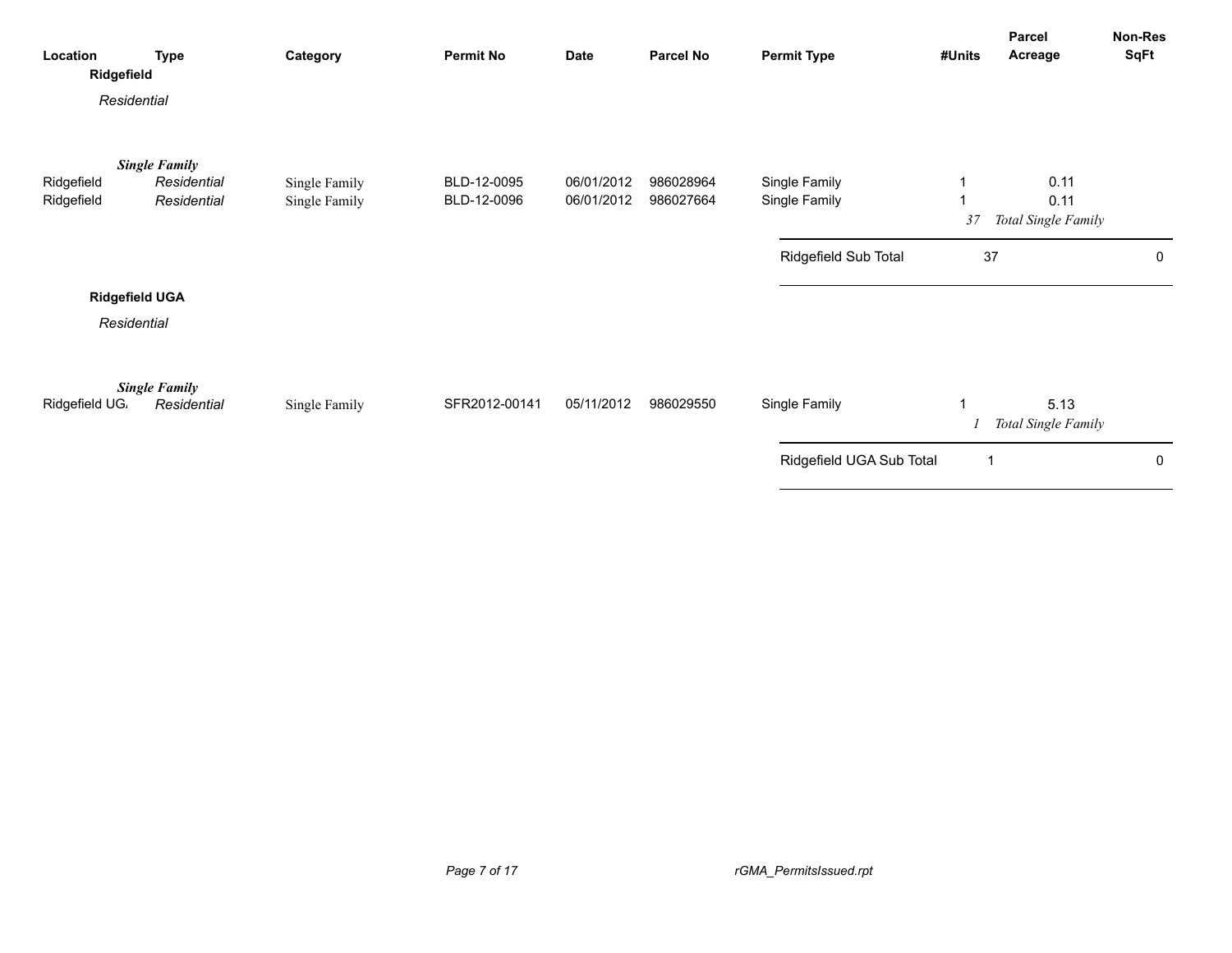| Location | Type | Category | Permit No | Date | Parcel No | Permit Type | #Units | Parcel Acreage | Non-Res SqFt |
|---|---|---|---|---|---|---|---|---|---|
| **Ridgefield** | | | | | | | | | |
| *Residential* | | | | | | | | | |
| | ***Single Family*** | | | | | | | | |
| Ridgefield | *Residential* | Single Family | BLD-12-0095 | 06/01/2012 | 986028964 | Single Family | 1 | 0.11 | |
| Ridgefield | *Residential* | Single Family | BLD-12-0096 | 06/01/2012 | 986027664 | Single Family | 1 | 0.11 | |
| | | | | | | | *37* | *Total Single Family* | |
| | | | | | | Ridgefield Sub Total | 37 | | 0 |
| **Ridgefield UGA** | | | | | | | | | |
| *Residential* | | | | | | | | | |
| | ***Single Family*** | | | | | | | | |
| Ridgefield UGA | *Residential* | Single Family | SFR2012-00141 | 05/11/2012 | 986029550 | Single Family | 1 | 5.13 | |
| | | | | | | | *1* | *Total Single Family* | |
| | | | | | | Ridgefield UGA Sub Total | 1 | | 0 |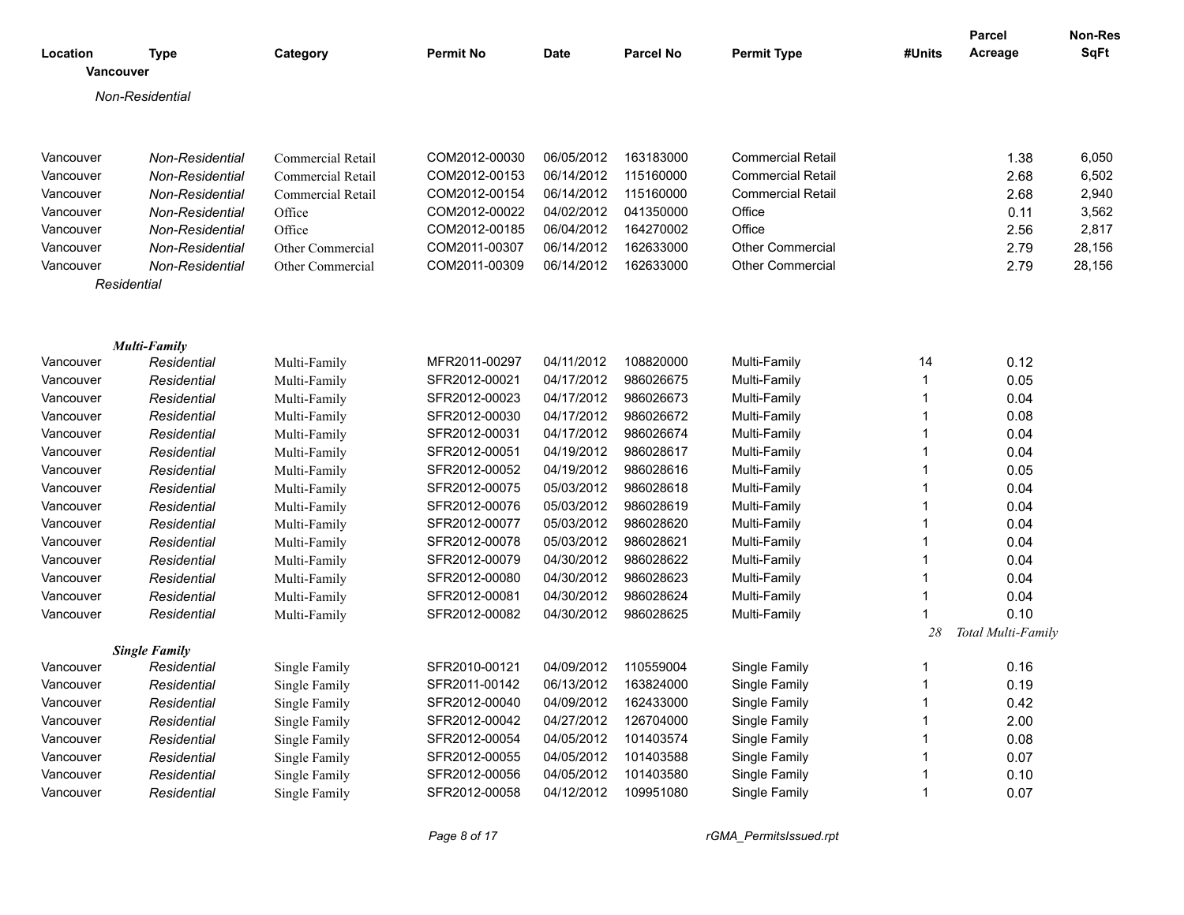| Location | Type | Category | Permit No | Date | Parcel No | Permit Type | #Units | Parcel Acreage | Non-Res SqFt |
|---|---|---|---|---|---|---|---|---|---|
| **Vancouver** | | | | | | | | | |
| *Non-Residential* | | | | | | | | | |
| Vancouver | *Non-Residential* | Commercial Retail | COM2012-00030 | 06/05/2012 | 163183000 | Commercial Retail | | 1.38 | 6,050 |
| Vancouver | *Non-Residential* | Commercial Retail | COM2012-00153 | 06/14/2012 | 115160000 | Commercial Retail | | 2.68 | 6,502 |
| Vancouver | *Non-Residential* | Commercial Retail | COM2012-00154 | 06/14/2012 | 115160000 | Commercial Retail | | 2.68 | 2,940 |
| Vancouver | *Non-Residential* | Office | COM2012-00022 | 04/02/2012 | 041350000 | Office | | 0.11 | 3,562 |
| Vancouver | *Non-Residential* | Office | COM2012-00185 | 06/04/2012 | 164270002 | Office | | 2.56 | 2,817 |
| Vancouver | *Non-Residential* | Other Commercial | COM2011-00307 | 06/14/2012 | 162633000 | Other Commercial | | 2.79 | 28,156 |
| Vancouver | *Non-Residential* | Other Commercial | COM2011-00309 | 06/14/2012 | 162633000 | Other Commercial | | 2.79 | 28,156 |
| *Residential* | | | | | | | | | |
| ***Multi-Family*** | | | | | | | | | |
| Vancouver | *Residential* | Multi-Family | MFR2011-00297 | 04/11/2012 | 108820000 | Multi-Family | 14 | 0.12 | |
| Vancouver | *Residential* | Multi-Family | SFR2012-00021 | 04/17/2012 | 986026675 | Multi-Family | 1 | 0.05 | |
| Vancouver | *Residential* | Multi-Family | SFR2012-00023 | 04/17/2012 | 986026673 | Multi-Family | 1 | 0.04 | |
| Vancouver | *Residential* | Multi-Family | SFR2012-00030 | 04/17/2012 | 986026672 | Multi-Family | 1 | 0.08 | |
| Vancouver | *Residential* | Multi-Family | SFR2012-00031 | 04/17/2012 | 986026674 | Multi-Family | 1 | 0.04 | |
| Vancouver | *Residential* | Multi-Family | SFR2012-00051 | 04/19/2012 | 986028617 | Multi-Family | 1 | 0.04 | |
| Vancouver | *Residential* | Multi-Family | SFR2012-00052 | 04/19/2012 | 986028616 | Multi-Family | 1 | 0.05 | |
| Vancouver | *Residential* | Multi-Family | SFR2012-00075 | 05/03/2012 | 986028618 | Multi-Family | 1 | 0.04 | |
| Vancouver | *Residential* | Multi-Family | SFR2012-00076 | 05/03/2012 | 986028619 | Multi-Family | 1 | 0.04 | |
| Vancouver | *Residential* | Multi-Family | SFR2012-00077 | 05/03/2012 | 986028620 | Multi-Family | 1 | 0.04 | |
| Vancouver | *Residential* | Multi-Family | SFR2012-00078 | 05/03/2012 | 986028621 | Multi-Family | 1 | 0.04 | |
| Vancouver | *Residential* | Multi-Family | SFR2012-00079 | 04/30/2012 | 986028622 | Multi-Family | 1 | 0.04 | |
| Vancouver | *Residential* | Multi-Family | SFR2012-00080 | 04/30/2012 | 986028623 | Multi-Family | 1 | 0.04 | |
| Vancouver | *Residential* | Multi-Family | SFR2012-00081 | 04/30/2012 | 986028624 | Multi-Family | 1 | 0.04 | |
| Vancouver | *Residential* | Multi-Family | SFR2012-00082 | 04/30/2012 | 986028625 | Multi-Family | 1 | 0.10 | |
| | | | | | | | *28* | *Total Multi-Family* | |
| ***Single Family*** | | | | | | | | | |
| Vancouver | *Residential* | Single Family | SFR2010-00121 | 04/09/2012 | 110559004 | Single Family | 1 | 0.16 | |
| Vancouver | *Residential* | Single Family | SFR2011-00142 | 06/13/2012 | 163824000 | Single Family | 1 | 0.19 | |
| Vancouver | *Residential* | Single Family | SFR2012-00040 | 04/09/2012 | 162433000 | Single Family | 1 | 0.42 | |
| Vancouver | *Residential* | Single Family | SFR2012-00042 | 04/27/2012 | 126704000 | Single Family | 1 | 2.00 | |
| Vancouver | *Residential* | Single Family | SFR2012-00054 | 04/05/2012 | 101403574 | Single Family | 1 | 0.08 | |
| Vancouver | *Residential* | Single Family | SFR2012-00055 | 04/05/2012 | 101403588 | Single Family | 1 | 0.07 | |
| Vancouver | *Residential* | Single Family | SFR2012-00056 | 04/05/2012 | 101403580 | Single Family | 1 | 0.10 | |
| Vancouver | *Residential* | Single Family | SFR2012-00058 | 04/12/2012 | 109951080 | Single Family | 1 | 0.07 | |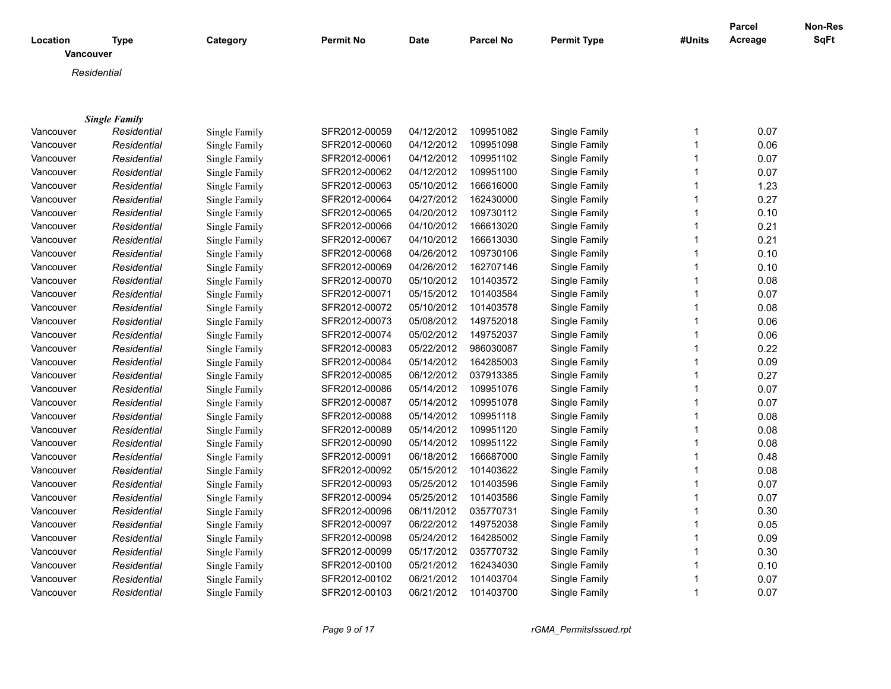| Location | Type | Category | Permit No | Date | Parcel No | Permit Type | #Units | Parcel Acreage | Non-Res SqFt |
|---|---|---|---|---|---|---|---|---|---|
| **Vancouver** | | | | | | | | | |
| *Residential* | | | | | | | | | |
| ***Single Family*** | | | | | | | | | |
| Vancouver | *Residential* | Single Family | SFR2012-00059 | 04/12/2012 | 109951082 | Single Family | 1 | 0.07 | |
| Vancouver | *Residential* | Single Family | SFR2012-00060 | 04/12/2012 | 109951098 | Single Family | 1 | 0.06 | |
| Vancouver | *Residential* | Single Family | SFR2012-00061 | 04/12/2012 | 109951102 | Single Family | 1 | 0.07 | |
| Vancouver | *Residential* | Single Family | SFR2012-00062 | 04/12/2012 | 109951100 | Single Family | 1 | 0.07 | |
| Vancouver | *Residential* | Single Family | SFR2012-00063 | 05/10/2012 | 166616000 | Single Family | 1 | 1.23 | |
| Vancouver | *Residential* | Single Family | SFR2012-00064 | 04/27/2012 | 162430000 | Single Family | 1 | 0.27 | |
| Vancouver | *Residential* | Single Family | SFR2012-00065 | 04/20/2012 | 109730112 | Single Family | 1 | 0.10 | |
| Vancouver | *Residential* | Single Family | SFR2012-00066 | 04/10/2012 | 166613020 | Single Family | 1 | 0.21 | |
| Vancouver | *Residential* | Single Family | SFR2012-00067 | 04/10/2012 | 166613030 | Single Family | 1 | 0.21 | |
| Vancouver | *Residential* | Single Family | SFR2012-00068 | 04/26/2012 | 109730106 | Single Family | 1 | 0.10 | |
| Vancouver | *Residential* | Single Family | SFR2012-00069 | 04/26/2012 | 162707146 | Single Family | 1 | 0.10 | |
| Vancouver | *Residential* | Single Family | SFR2012-00070 | 05/10/2012 | 101403572 | Single Family | 1 | 0.08 | |
| Vancouver | *Residential* | Single Family | SFR2012-00071 | 05/15/2012 | 101403584 | Single Family | 1 | 0.07 | |
| Vancouver | *Residential* | Single Family | SFR2012-00072 | 05/10/2012 | 101403578 | Single Family | 1 | 0.08 | |
| Vancouver | *Residential* | Single Family | SFR2012-00073 | 05/08/2012 | 149752018 | Single Family | 1 | 0.06 | |
| Vancouver | *Residential* | Single Family | SFR2012-00074 | 05/02/2012 | 149752037 | Single Family | 1 | 0.06 | |
| Vancouver | *Residential* | Single Family | SFR2012-00083 | 05/22/2012 | 986030087 | Single Family | 1 | 0.22 | |
| Vancouver | *Residential* | Single Family | SFR2012-00084 | 05/14/2012 | 164285003 | Single Family | 1 | 0.09 | |
| Vancouver | *Residential* | Single Family | SFR2012-00085 | 06/12/2012 | 037913385 | Single Family | 1 | 0.27 | |
| Vancouver | *Residential* | Single Family | SFR2012-00086 | 05/14/2012 | 109951076 | Single Family | 1 | 0.07 | |
| Vancouver | *Residential* | Single Family | SFR2012-00087 | 05/14/2012 | 109951078 | Single Family | 1 | 0.07 | |
| Vancouver | *Residential* | Single Family | SFR2012-00088 | 05/14/2012 | 109951118 | Single Family | 1 | 0.08 | |
| Vancouver | *Residential* | Single Family | SFR2012-00089 | 05/14/2012 | 109951120 | Single Family | 1 | 0.08 | |
| Vancouver | *Residential* | Single Family | SFR2012-00090 | 05/14/2012 | 109951122 | Single Family | 1 | 0.08 | |
| Vancouver | *Residential* | Single Family | SFR2012-00091 | 06/18/2012 | 166687000 | Single Family | 1 | 0.48 | |
| Vancouver | *Residential* | Single Family | SFR2012-00092 | 05/15/2012 | 101403622 | Single Family | 1 | 0.08 | |
| Vancouver | *Residential* | Single Family | SFR2012-00093 | 05/25/2012 | 101403596 | Single Family | 1 | 0.07 | |
| Vancouver | *Residential* | Single Family | SFR2012-00094 | 05/25/2012 | 101403586 | Single Family | 1 | 0.07 | |
| Vancouver | *Residential* | Single Family | SFR2012-00096 | 06/11/2012 | 035770731 | Single Family | 1 | 0.30 | |
| Vancouver | *Residential* | Single Family | SFR2012-00097 | 06/22/2012 | 149752038 | Single Family | 1 | 0.05 | |
| Vancouver | *Residential* | Single Family | SFR2012-00098 | 05/24/2012 | 164285002 | Single Family | 1 | 0.09 | |
| Vancouver | *Residential* | Single Family | SFR2012-00099 | 05/17/2012 | 035770732 | Single Family | 1 | 0.30 | |
| Vancouver | *Residential* | Single Family | SFR2012-00100 | 05/21/2012 | 162434030 | Single Family | 1 | 0.10 | |
| Vancouver | *Residential* | Single Family | SFR2012-00102 | 06/21/2012 | 101403704 | Single Family | 1 | 0.07 | |
| Vancouver | *Residential* | Single Family | SFR2012-00103 | 06/21/2012 | 101403700 | Single Family | 1 | 0.07 | |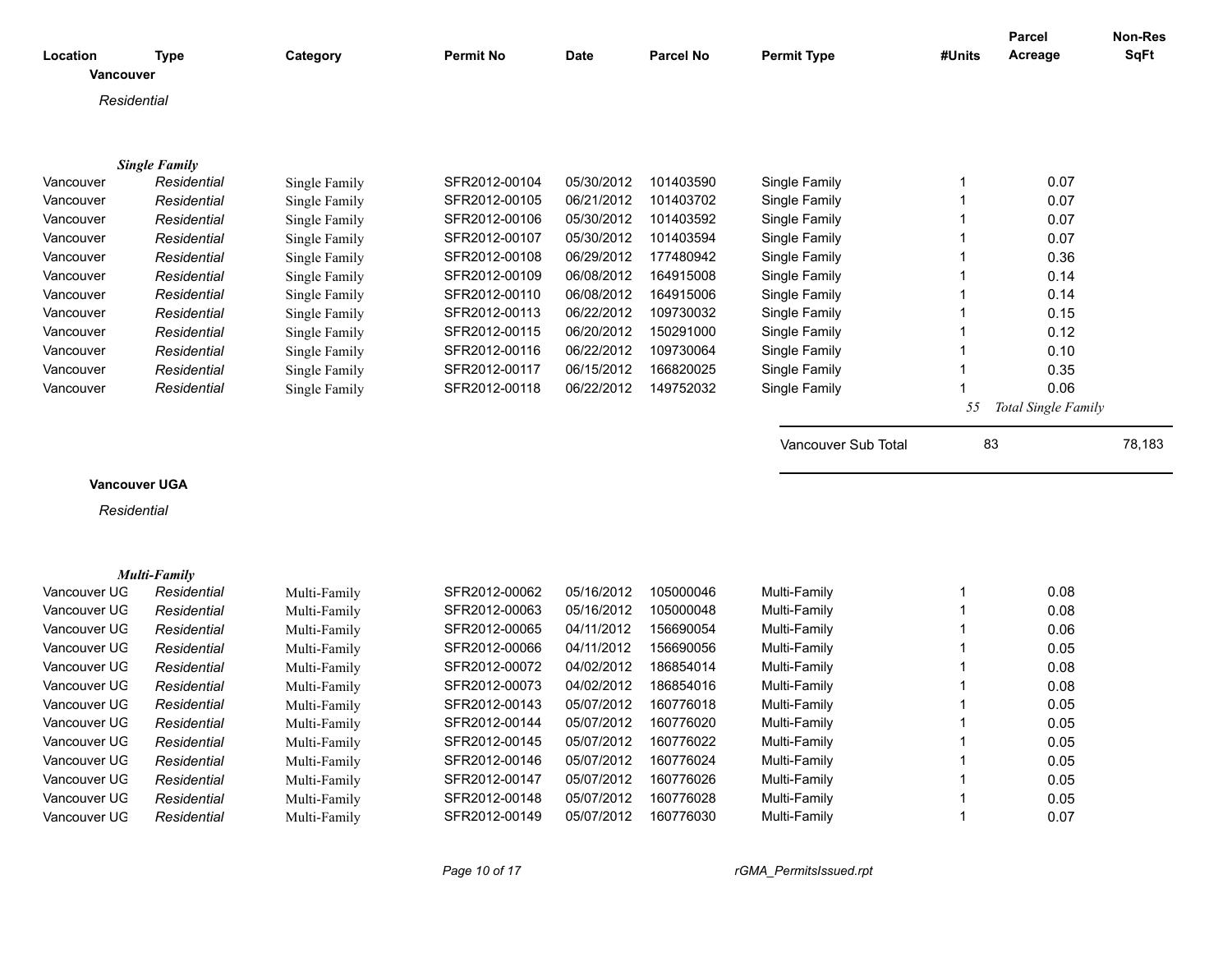| Location | Type | Category | Permit No | Date | Parcel No | Permit Type | #Units | Parcel Acreage | Non-Res SqFt |
|---|---|---|---|---|---|---|---|---|---|

**Vancouver**

*Residential*

***Single Family***

| Location | Type | Category | Permit No | Date | Parcel No | Permit Type | #Units | Parcel Acreage | Non-Res SqFt |
|---|---|---|---|---|---|---|---|---|---|
| Vancouver | *Residential* | Single Family | SFR2012-00104 | 05/30/2012 | 101403590 | Single Family | 1 | 0.07 | |
| Vancouver | *Residential* | Single Family | SFR2012-00105 | 06/21/2012 | 101403702 | Single Family | 1 | 0.07 | |
| Vancouver | *Residential* | Single Family | SFR2012-00106 | 05/30/2012 | 101403592 | Single Family | 1 | 0.07 | |
| Vancouver | *Residential* | Single Family | SFR2012-00107 | 05/30/2012 | 101403594 | Single Family | 1 | 0.07 | |
| Vancouver | *Residential* | Single Family | SFR2012-00108 | 06/29/2012 | 177480942 | Single Family | 1 | 0.36 | |
| Vancouver | *Residential* | Single Family | SFR2012-00109 | 06/08/2012 | 164915008 | Single Family | 1 | 0.14 | |
| Vancouver | *Residential* | Single Family | SFR2012-00110 | 06/08/2012 | 164915006 | Single Family | 1 | 0.14 | |
| Vancouver | *Residential* | Single Family | SFR2012-00113 | 06/22/2012 | 109730032 | Single Family | 1 | 0.15 | |
| Vancouver | *Residential* | Single Family | SFR2012-00115 | 06/20/2012 | 150291000 | Single Family | 1 | 0.12 | |
| Vancouver | *Residential* | Single Family | SFR2012-00116 | 06/22/2012 | 109730064 | Single Family | 1 | 0.10 | |
| Vancouver | *Residential* | Single Family | SFR2012-00117 | 06/15/2012 | 166820025 | Single Family | 1 | 0.35 | |
| Vancouver | *Residential* | Single Family | SFR2012-00118 | 06/22/2012 | 149752032 | Single Family | 1 | 0.06 | |
| | | | | | | | *55* | *Total Single Family* | |

| | #Units | Non-Res SqFt |
|---|---|---|
| Vancouver Sub Total | 83 | 78,183 |

**Vancouver UGA**

*Residential*

***Multi-Family***

| Location | Type | Category | Permit No | Date | Parcel No | Permit Type | #Units | Parcel Acreage | Non-Res SqFt |
|---|---|---|---|---|---|---|---|---|---|
| Vancouver UG | *Residential* | Multi-Family | SFR2012-00062 | 05/16/2012 | 105000046 | Multi-Family | 1 | 0.08 | |
| Vancouver UG | *Residential* | Multi-Family | SFR2012-00063 | 05/16/2012 | 105000048 | Multi-Family | 1 | 0.08 | |
| Vancouver UG | *Residential* | Multi-Family | SFR2012-00065 | 04/11/2012 | 156690054 | Multi-Family | 1 | 0.06 | |
| Vancouver UG | *Residential* | Multi-Family | SFR2012-00066 | 04/11/2012 | 156690056 | Multi-Family | 1 | 0.05 | |
| Vancouver UG | *Residential* | Multi-Family | SFR2012-00072 | 04/02/2012 | 186854014 | Multi-Family | 1 | 0.08 | |
| Vancouver UG | *Residential* | Multi-Family | SFR2012-00073 | 04/02/2012 | 186854016 | Multi-Family | 1 | 0.08 | |
| Vancouver UG | *Residential* | Multi-Family | SFR2012-00143 | 05/07/2012 | 160776018 | Multi-Family | 1 | 0.05 | |
| Vancouver UG | *Residential* | Multi-Family | SFR2012-00144 | 05/07/2012 | 160776020 | Multi-Family | 1 | 0.05 | |
| Vancouver UG | *Residential* | Multi-Family | SFR2012-00145 | 05/07/2012 | 160776022 | Multi-Family | 1 | 0.05 | |
| Vancouver UG | *Residential* | Multi-Family | SFR2012-00146 | 05/07/2012 | 160776024 | Multi-Family | 1 | 0.05 | |
| Vancouver UG | *Residential* | Multi-Family | SFR2012-00147 | 05/07/2012 | 160776026 | Multi-Family | 1 | 0.05 | |
| Vancouver UG | *Residential* | Multi-Family | SFR2012-00148 | 05/07/2012 | 160776028 | Multi-Family | 1 | 0.05 | |
| Vancouver UG | *Residential* | Multi-Family | SFR2012-00149 | 05/07/2012 | 160776030 | Multi-Family | 1 | 0.07 | |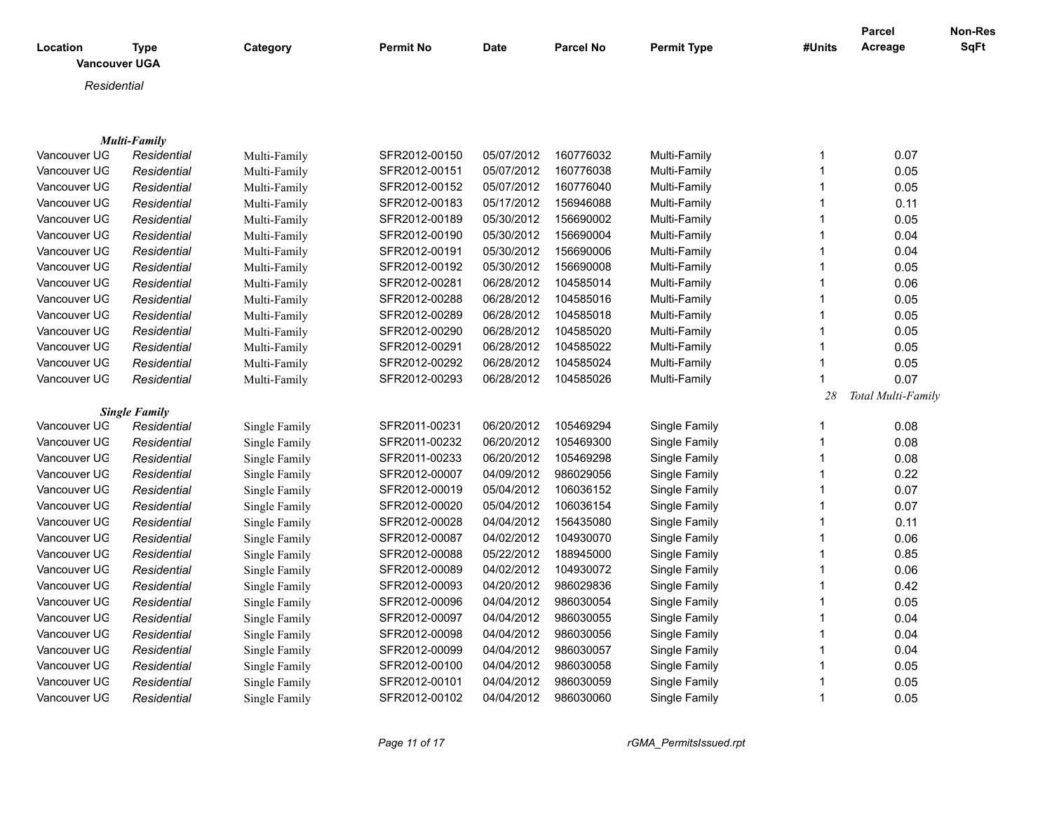| Location | Type | Category | Permit No | Date | Parcel No | Permit Type | #Units | Parcel Acreage | Non-Res SqFt |
|---|---|---|---|---|---|---|---|---|---|
| **Vancouver UGA** | | | | | | | | | |
| *Residential* | | | | | | | | | |
| | ***Multi-Family*** | | | | | | | | |
| Vancouver UG | *Residential* | Multi-Family | SFR2012-00150 | 05/07/2012 | 160776032 | Multi-Family | 1 | 0.07 | |
| Vancouver UG | *Residential* | Multi-Family | SFR2012-00151 | 05/07/2012 | 160776038 | Multi-Family | 1 | 0.05 | |
| Vancouver UG | *Residential* | Multi-Family | SFR2012-00152 | 05/07/2012 | 160776040 | Multi-Family | 1 | 0.05 | |
| Vancouver UG | *Residential* | Multi-Family | SFR2012-00183 | 05/17/2012 | 156946088 | Multi-Family | 1 | 0.11 | |
| Vancouver UG | *Residential* | Multi-Family | SFR2012-00189 | 05/30/2012 | 156690002 | Multi-Family | 1 | 0.05 | |
| Vancouver UG | *Residential* | Multi-Family | SFR2012-00190 | 05/30/2012 | 156690004 | Multi-Family | 1 | 0.04 | |
| Vancouver UG | *Residential* | Multi-Family | SFR2012-00191 | 05/30/2012 | 156690006 | Multi-Family | 1 | 0.04 | |
| Vancouver UG | *Residential* | Multi-Family | SFR2012-00192 | 05/30/2012 | 156690008 | Multi-Family | 1 | 0.05 | |
| Vancouver UG | *Residential* | Multi-Family | SFR2012-00281 | 06/28/2012 | 104585014 | Multi-Family | 1 | 0.06 | |
| Vancouver UG | *Residential* | Multi-Family | SFR2012-00288 | 06/28/2012 | 104585016 | Multi-Family | 1 | 0.05 | |
| Vancouver UG | *Residential* | Multi-Family | SFR2012-00289 | 06/28/2012 | 104585018 | Multi-Family | 1 | 0.05 | |
| Vancouver UG | *Residential* | Multi-Family | SFR2012-00290 | 06/28/2012 | 104585020 | Multi-Family | 1 | 0.05 | |
| Vancouver UG | *Residential* | Multi-Family | SFR2012-00291 | 06/28/2012 | 104585022 | Multi-Family | 1 | 0.05 | |
| Vancouver UG | *Residential* | Multi-Family | SFR2012-00292 | 06/28/2012 | 104585024 | Multi-Family | 1 | 0.05 | |
| Vancouver UG | *Residential* | Multi-Family | SFR2012-00293 | 06/28/2012 | 104585026 | Multi-Family | 1 | 0.07 | |
| | | | | | | | *28* | *Total Multi-Family* | |
| | ***Single Family*** | | | | | | | | |
| Vancouver UG | *Residential* | Single Family | SFR2011-00231 | 06/20/2012 | 105469294 | Single Family | 1 | 0.08 | |
| Vancouver UG | *Residential* | Single Family | SFR2011-00232 | 06/20/2012 | 105469300 | Single Family | 1 | 0.08 | |
| Vancouver UG | *Residential* | Single Family | SFR2011-00233 | 06/20/2012 | 105469298 | Single Family | 1 | 0.08 | |
| Vancouver UG | *Residential* | Single Family | SFR2012-00007 | 04/09/2012 | 986029056 | Single Family | 1 | 0.22 | |
| Vancouver UG | *Residential* | Single Family | SFR2012-00019 | 05/04/2012 | 106036152 | Single Family | 1 | 0.07 | |
| Vancouver UG | *Residential* | Single Family | SFR2012-00020 | 05/04/2012 | 106036154 | Single Family | 1 | 0.07 | |
| Vancouver UG | *Residential* | Single Family | SFR2012-00028 | 04/04/2012 | 156435080 | Single Family | 1 | 0.11 | |
| Vancouver UG | *Residential* | Single Family | SFR2012-00087 | 04/02/2012 | 104930070 | Single Family | 1 | 0.06 | |
| Vancouver UG | *Residential* | Single Family | SFR2012-00088 | 05/22/2012 | 188945000 | Single Family | 1 | 0.85 | |
| Vancouver UG | *Residential* | Single Family | SFR2012-00089 | 04/02/2012 | 104930072 | Single Family | 1 | 0.06 | |
| Vancouver UG | *Residential* | Single Family | SFR2012-00093 | 04/20/2012 | 986029836 | Single Family | 1 | 0.42 | |
| Vancouver UG | *Residential* | Single Family | SFR2012-00096 | 04/04/2012 | 986030054 | Single Family | 1 | 0.05 | |
| Vancouver UG | *Residential* | Single Family | SFR2012-00097 | 04/04/2012 | 986030055 | Single Family | 1 | 0.04 | |
| Vancouver UG | *Residential* | Single Family | SFR2012-00098 | 04/04/2012 | 986030056 | Single Family | 1 | 0.04 | |
| Vancouver UG | *Residential* | Single Family | SFR2012-00099 | 04/04/2012 | 986030057 | Single Family | 1 | 0.04 | |
| Vancouver UG | *Residential* | Single Family | SFR2012-00100 | 04/04/2012 | 986030058 | Single Family | 1 | 0.05 | |
| Vancouver UG | *Residential* | Single Family | SFR2012-00101 | 04/04/2012 | 986030059 | Single Family | 1 | 0.05 | |
| Vancouver UG | *Residential* | Single Family | SFR2012-00102 | 04/04/2012 | 986030060 | Single Family | 1 | 0.05 | |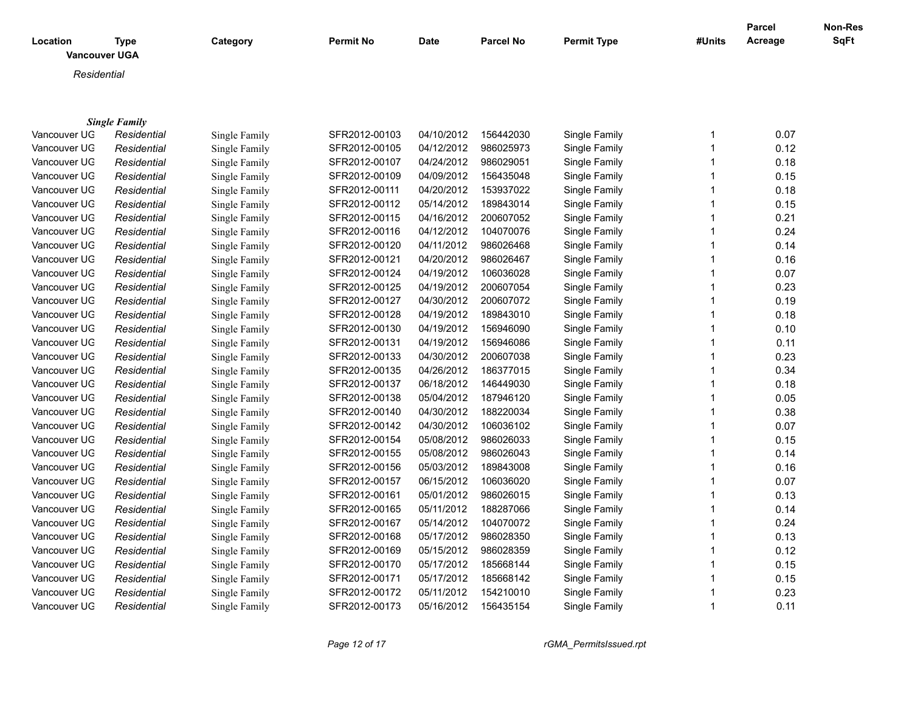| Location | Type | Category | Permit No | Date | Parcel No | Permit Type | #Units | Parcel Acreage | Non-Res SqFt |
|---|---|---|---|---|---|---|---|---|---|

**Vancouver UGA**

*Residential*

***Single Family***

| Location | Type | Category | Permit No | Date | Parcel No | Permit Type | #Units | Parcel Acreage | Non-Res SqFt |
|---|---|---|---|---|---|---|---|---|---|
| Vancouver UG | *Residential* | Single Family | SFR2012-00103 | 04/10/2012 | 156442030 | Single Family | 1 | 0.07 | |
| Vancouver UG | *Residential* | Single Family | SFR2012-00105 | 04/12/2012 | 986025973 | Single Family | 1 | 0.12 | |
| Vancouver UG | *Residential* | Single Family | SFR2012-00107 | 04/24/2012 | 986029051 | Single Family | 1 | 0.18 | |
| Vancouver UG | *Residential* | Single Family | SFR2012-00109 | 04/09/2012 | 156435048 | Single Family | 1 | 0.15 | |
| Vancouver UG | *Residential* | Single Family | SFR2012-00111 | 04/20/2012 | 153937022 | Single Family | 1 | 0.18 | |
| Vancouver UG | *Residential* | Single Family | SFR2012-00112 | 05/14/2012 | 189843014 | Single Family | 1 | 0.15 | |
| Vancouver UG | *Residential* | Single Family | SFR2012-00115 | 04/16/2012 | 200607052 | Single Family | 1 | 0.21 | |
| Vancouver UG | *Residential* | Single Family | SFR2012-00116 | 04/12/2012 | 104070076 | Single Family | 1 | 0.24 | |
| Vancouver UG | *Residential* | Single Family | SFR2012-00120 | 04/11/2012 | 986026468 | Single Family | 1 | 0.14 | |
| Vancouver UG | *Residential* | Single Family | SFR2012-00121 | 04/20/2012 | 986026467 | Single Family | 1 | 0.16 | |
| Vancouver UG | *Residential* | Single Family | SFR2012-00124 | 04/19/2012 | 106036028 | Single Family | 1 | 0.07 | |
| Vancouver UG | *Residential* | Single Family | SFR2012-00125 | 04/19/2012 | 200607054 | Single Family | 1 | 0.23 | |
| Vancouver UG | *Residential* | Single Family | SFR2012-00127 | 04/30/2012 | 200607072 | Single Family | 1 | 0.19 | |
| Vancouver UG | *Residential* | Single Family | SFR2012-00128 | 04/19/2012 | 189843010 | Single Family | 1 | 0.18 | |
| Vancouver UG | *Residential* | Single Family | SFR2012-00130 | 04/19/2012 | 156946090 | Single Family | 1 | 0.10 | |
| Vancouver UG | *Residential* | Single Family | SFR2012-00131 | 04/19/2012 | 156946086 | Single Family | 1 | 0.11 | |
| Vancouver UG | *Residential* | Single Family | SFR2012-00133 | 04/30/2012 | 200607038 | Single Family | 1 | 0.23 | |
| Vancouver UG | *Residential* | Single Family | SFR2012-00135 | 04/26/2012 | 186377015 | Single Family | 1 | 0.34 | |
| Vancouver UG | *Residential* | Single Family | SFR2012-00137 | 06/18/2012 | 146449030 | Single Family | 1 | 0.18 | |
| Vancouver UG | *Residential* | Single Family | SFR2012-00138 | 05/04/2012 | 187946120 | Single Family | 1 | 0.05 | |
| Vancouver UG | *Residential* | Single Family | SFR2012-00140 | 04/30/2012 | 188220034 | Single Family | 1 | 0.38 | |
| Vancouver UG | *Residential* | Single Family | SFR2012-00142 | 04/30/2012 | 106036102 | Single Family | 1 | 0.07 | |
| Vancouver UG | *Residential* | Single Family | SFR2012-00154 | 05/08/2012 | 986026033 | Single Family | 1 | 0.15 | |
| Vancouver UG | *Residential* | Single Family | SFR2012-00155 | 05/08/2012 | 986026043 | Single Family | 1 | 0.14 | |
| Vancouver UG | *Residential* | Single Family | SFR2012-00156 | 05/03/2012 | 189843008 | Single Family | 1 | 0.16 | |
| Vancouver UG | *Residential* | Single Family | SFR2012-00157 | 06/15/2012 | 106036020 | Single Family | 1 | 0.07 | |
| Vancouver UG | *Residential* | Single Family | SFR2012-00161 | 05/01/2012 | 986026015 | Single Family | 1 | 0.13 | |
| Vancouver UG | *Residential* | Single Family | SFR2012-00165 | 05/11/2012 | 188287066 | Single Family | 1 | 0.14 | |
| Vancouver UG | *Residential* | Single Family | SFR2012-00167 | 05/14/2012 | 104070072 | Single Family | 1 | 0.24 | |
| Vancouver UG | *Residential* | Single Family | SFR2012-00168 | 05/17/2012 | 986028350 | Single Family | 1 | 0.13 | |
| Vancouver UG | *Residential* | Single Family | SFR2012-00169 | 05/15/2012 | 986028359 | Single Family | 1 | 0.12 | |
| Vancouver UG | *Residential* | Single Family | SFR2012-00170 | 05/17/2012 | 185668144 | Single Family | 1 | 0.15 | |
| Vancouver UG | *Residential* | Single Family | SFR2012-00171 | 05/17/2012 | 185668142 | Single Family | 1 | 0.15 | |
| Vancouver UG | *Residential* | Single Family | SFR2012-00172 | 05/11/2012 | 154210010 | Single Family | 1 | 0.23 | |
| Vancouver UG | *Residential* | Single Family | SFR2012-00173 | 05/16/2012 | 156435154 | Single Family | 1 | 0.11 | |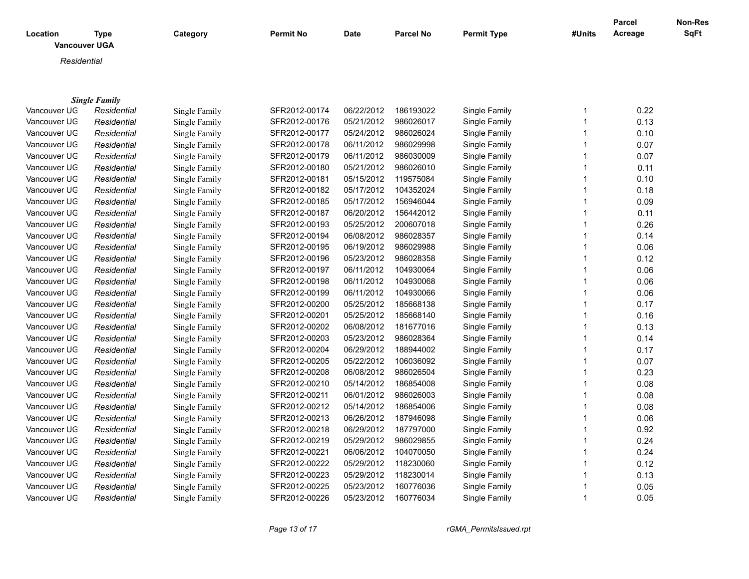| Location | Type | Category | Permit No | Date | Parcel No | Permit Type | #Units | Parcel Acreage | Non-Res SqFt |
|---|---|---|---|---|---|---|---|---|---|

**Vancouver UGA**

*Residential*

***Single Family***

| Location | Type | Category | Permit No | Date | Parcel No | Permit Type | #Units | Parcel Acreage | Non-Res SqFt |
|---|---|---|---|---|---|---|---|---|---|
| Vancouver UG | *Residential* | Single Family | SFR2012-00174 | 06/22/2012 | 186193022 | Single Family | 1 | 0.22 | |
| Vancouver UG | *Residential* | Single Family | SFR2012-00176 | 05/21/2012 | 986026017 | Single Family | 1 | 0.13 | |
| Vancouver UG | *Residential* | Single Family | SFR2012-00177 | 05/24/2012 | 986026024 | Single Family | 1 | 0.10 | |
| Vancouver UG | *Residential* | Single Family | SFR2012-00178 | 06/11/2012 | 986029998 | Single Family | 1 | 0.07 | |
| Vancouver UG | *Residential* | Single Family | SFR2012-00179 | 06/11/2012 | 986030009 | Single Family | 1 | 0.07 | |
| Vancouver UG | *Residential* | Single Family | SFR2012-00180 | 05/21/2012 | 986026010 | Single Family | 1 | 0.11 | |
| Vancouver UG | *Residential* | Single Family | SFR2012-00181 | 05/15/2012 | 119575084 | Single Family | 1 | 0.10 | |
| Vancouver UG | *Residential* | Single Family | SFR2012-00182 | 05/17/2012 | 104352024 | Single Family | 1 | 0.18 | |
| Vancouver UG | *Residential* | Single Family | SFR2012-00185 | 05/17/2012 | 156946044 | Single Family | 1 | 0.09 | |
| Vancouver UG | *Residential* | Single Family | SFR2012-00187 | 06/20/2012 | 156442012 | Single Family | 1 | 0.11 | |
| Vancouver UG | *Residential* | Single Family | SFR2012-00193 | 05/25/2012 | 200607018 | Single Family | 1 | 0.26 | |
| Vancouver UG | *Residential* | Single Family | SFR2012-00194 | 06/08/2012 | 986028357 | Single Family | 1 | 0.14 | |
| Vancouver UG | *Residential* | Single Family | SFR2012-00195 | 06/19/2012 | 986029988 | Single Family | 1 | 0.06 | |
| Vancouver UG | *Residential* | Single Family | SFR2012-00196 | 05/23/2012 | 986028358 | Single Family | 1 | 0.12 | |
| Vancouver UG | *Residential* | Single Family | SFR2012-00197 | 06/11/2012 | 104930064 | Single Family | 1 | 0.06 | |
| Vancouver UG | *Residential* | Single Family | SFR2012-00198 | 06/11/2012 | 104930068 | Single Family | 1 | 0.06 | |
| Vancouver UG | *Residential* | Single Family | SFR2012-00199 | 06/11/2012 | 104930066 | Single Family | 1 | 0.06 | |
| Vancouver UG | *Residential* | Single Family | SFR2012-00200 | 05/25/2012 | 185668138 | Single Family | 1 | 0.17 | |
| Vancouver UG | *Residential* | Single Family | SFR2012-00201 | 05/25/2012 | 185668140 | Single Family | 1 | 0.16 | |
| Vancouver UG | *Residential* | Single Family | SFR2012-00202 | 06/08/2012 | 181677016 | Single Family | 1 | 0.13 | |
| Vancouver UG | *Residential* | Single Family | SFR2012-00203 | 05/23/2012 | 986028364 | Single Family | 1 | 0.14 | |
| Vancouver UG | *Residential* | Single Family | SFR2012-00204 | 06/29/2012 | 188944002 | Single Family | 1 | 0.17 | |
| Vancouver UG | *Residential* | Single Family | SFR2012-00205 | 05/22/2012 | 106036092 | Single Family | 1 | 0.07 | |
| Vancouver UG | *Residential* | Single Family | SFR2012-00208 | 06/08/2012 | 986026504 | Single Family | 1 | 0.23 | |
| Vancouver UG | *Residential* | Single Family | SFR2012-00210 | 05/14/2012 | 186854008 | Single Family | 1 | 0.08 | |
| Vancouver UG | *Residential* | Single Family | SFR2012-00211 | 06/01/2012 | 986026003 | Single Family | 1 | 0.08 | |
| Vancouver UG | *Residential* | Single Family | SFR2012-00212 | 05/14/2012 | 186854006 | Single Family | 1 | 0.08 | |
| Vancouver UG | *Residential* | Single Family | SFR2012-00213 | 06/26/2012 | 187946098 | Single Family | 1 | 0.06 | |
| Vancouver UG | *Residential* | Single Family | SFR2012-00218 | 06/29/2012 | 187797000 | Single Family | 1 | 0.92 | |
| Vancouver UG | *Residential* | Single Family | SFR2012-00219 | 05/29/2012 | 986029855 | Single Family | 1 | 0.24 | |
| Vancouver UG | *Residential* | Single Family | SFR2012-00221 | 06/06/2012 | 104070050 | Single Family | 1 | 0.24 | |
| Vancouver UG | *Residential* | Single Family | SFR2012-00222 | 05/29/2012 | 118230060 | Single Family | 1 | 0.12 | |
| Vancouver UG | *Residential* | Single Family | SFR2012-00223 | 05/29/2012 | 118230014 | Single Family | 1 | 0.13 | |
| Vancouver UG | *Residential* | Single Family | SFR2012-00225 | 05/23/2012 | 160776036 | Single Family | 1 | 0.05 | |
| Vancouver UG | *Residential* | Single Family | SFR2012-00226 | 05/23/2012 | 160776034 | Single Family | 1 | 0.05 | |

rGMA_PermitsIssued.rpt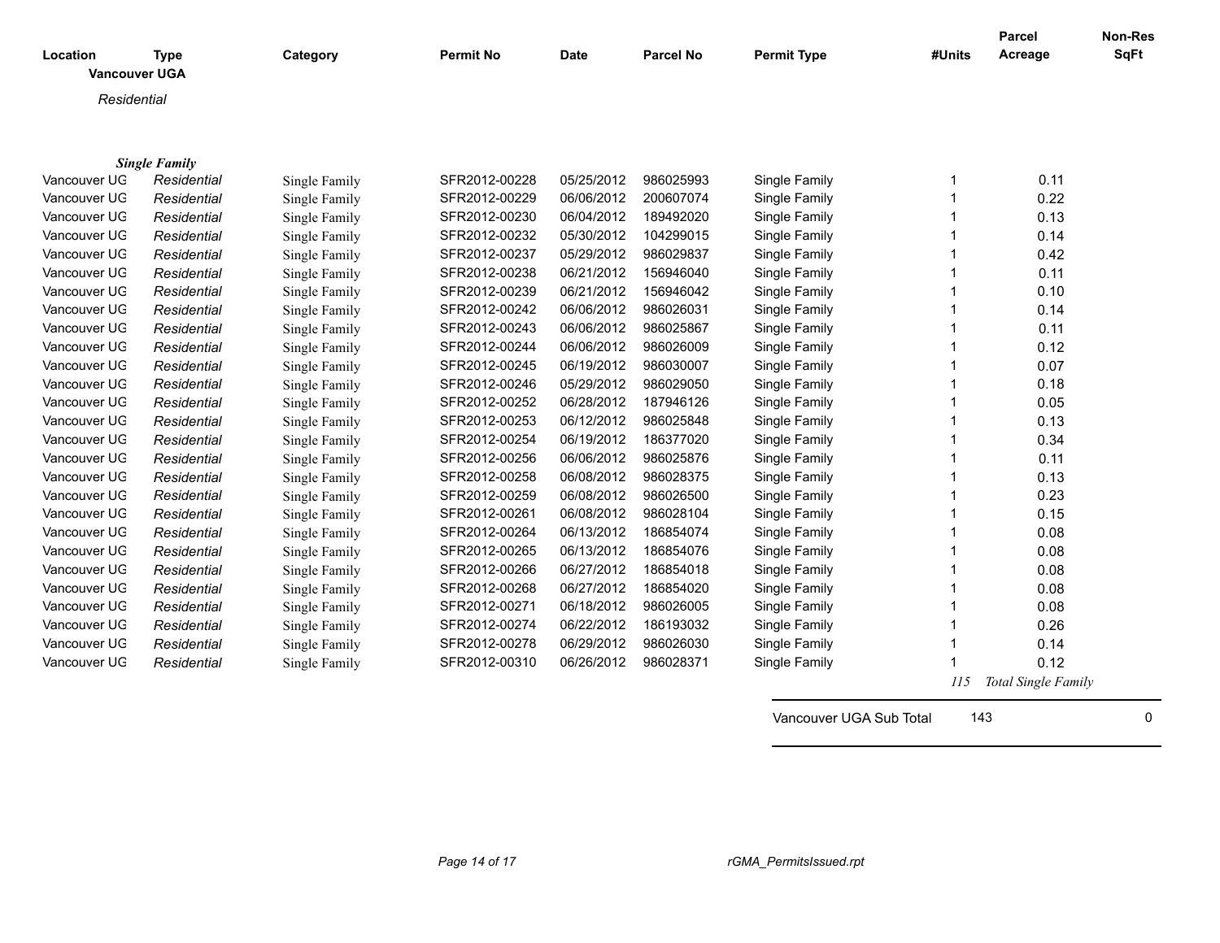| Location | Type | Category | Permit No | Date | Parcel No | Permit Type | #Units | Parcel Acreage | Non-Res SqFt |
|---|---|---|---|---|---|---|---|---|---|
| **Vancouver UGA** | | | | | | | | | |
| *Residential* | | | | | | | | | |
| ***Single Family*** | | | | | | | | | |
| Vancouver UG | *Residential* | Single Family | SFR2012-00228 | 05/25/2012 | 986025993 | Single Family | 1 | 0.11 | |
| Vancouver UG | *Residential* | Single Family | SFR2012-00229 | 06/06/2012 | 200607074 | Single Family | 1 | 0.22 | |
| Vancouver UG | *Residential* | Single Family | SFR2012-00230 | 06/04/2012 | 189492020 | Single Family | 1 | 0.13 | |
| Vancouver UG | *Residential* | Single Family | SFR2012-00232 | 05/30/2012 | 104299015 | Single Family | 1 | 0.14 | |
| Vancouver UG | *Residential* | Single Family | SFR2012-00237 | 05/29/2012 | 986029837 | Single Family | 1 | 0.42 | |
| Vancouver UG | *Residential* | Single Family | SFR2012-00238 | 06/21/2012 | 156946040 | Single Family | 1 | 0.11 | |
| Vancouver UG | *Residential* | Single Family | SFR2012-00239 | 06/21/2012 | 156946042 | Single Family | 1 | 0.10 | |
| Vancouver UG | *Residential* | Single Family | SFR2012-00242 | 06/06/2012 | 986026031 | Single Family | 1 | 0.14 | |
| Vancouver UG | *Residential* | Single Family | SFR2012-00243 | 06/06/2012 | 986025867 | Single Family | 1 | 0.11 | |
| Vancouver UG | *Residential* | Single Family | SFR2012-00244 | 06/06/2012 | 986026009 | Single Family | 1 | 0.12 | |
| Vancouver UG | *Residential* | Single Family | SFR2012-00245 | 06/19/2012 | 986030007 | Single Family | 1 | 0.07 | |
| Vancouver UG | *Residential* | Single Family | SFR2012-00246 | 05/29/2012 | 986029050 | Single Family | 1 | 0.18 | |
| Vancouver UG | *Residential* | Single Family | SFR2012-00252 | 06/28/2012 | 187946126 | Single Family | 1 | 0.05 | |
| Vancouver UG | *Residential* | Single Family | SFR2012-00253 | 06/12/2012 | 986025848 | Single Family | 1 | 0.13 | |
| Vancouver UG | *Residential* | Single Family | SFR2012-00254 | 06/19/2012 | 186377020 | Single Family | 1 | 0.34 | |
| Vancouver UG | *Residential* | Single Family | SFR2012-00256 | 06/06/2012 | 986025876 | Single Family | 1 | 0.11 | |
| Vancouver UG | *Residential* | Single Family | SFR2012-00258 | 06/08/2012 | 986028375 | Single Family | 1 | 0.13 | |
| Vancouver UG | *Residential* | Single Family | SFR2012-00259 | 06/08/2012 | 986026500 | Single Family | 1 | 0.23 | |
| Vancouver UG | *Residential* | Single Family | SFR2012-00261 | 06/08/2012 | 986028104 | Single Family | 1 | 0.15 | |
| Vancouver UG | *Residential* | Single Family | SFR2012-00264 | 06/13/2012 | 186854074 | Single Family | 1 | 0.08 | |
| Vancouver UG | *Residential* | Single Family | SFR2012-00265 | 06/13/2012 | 186854076 | Single Family | 1 | 0.08 | |
| Vancouver UG | *Residential* | Single Family | SFR2012-00266 | 06/27/2012 | 186854018 | Single Family | 1 | 0.08 | |
| Vancouver UG | *Residential* | Single Family | SFR2012-00268 | 06/27/2012 | 186854020 | Single Family | 1 | 0.08 | |
| Vancouver UG | *Residential* | Single Family | SFR2012-00271 | 06/18/2012 | 986026005 | Single Family | 1 | 0.08 | |
| Vancouver UG | *Residential* | Single Family | SFR2012-00274 | 06/22/2012 | 186193032 | Single Family | 1 | 0.26 | |
| Vancouver UG | *Residential* | Single Family | SFR2012-00278 | 06/29/2012 | 986026030 | Single Family | 1 | 0.14 | |
| Vancouver UG | *Residential* | Single Family | SFR2012-00310 | 06/26/2012 | 986028371 | Single Family | 1 | 0.12 | |
| | | | | | | | *115* | *Total Single Family* | |
| | | | | | | Vancouver UGA Sub Total | 143 | | 0 |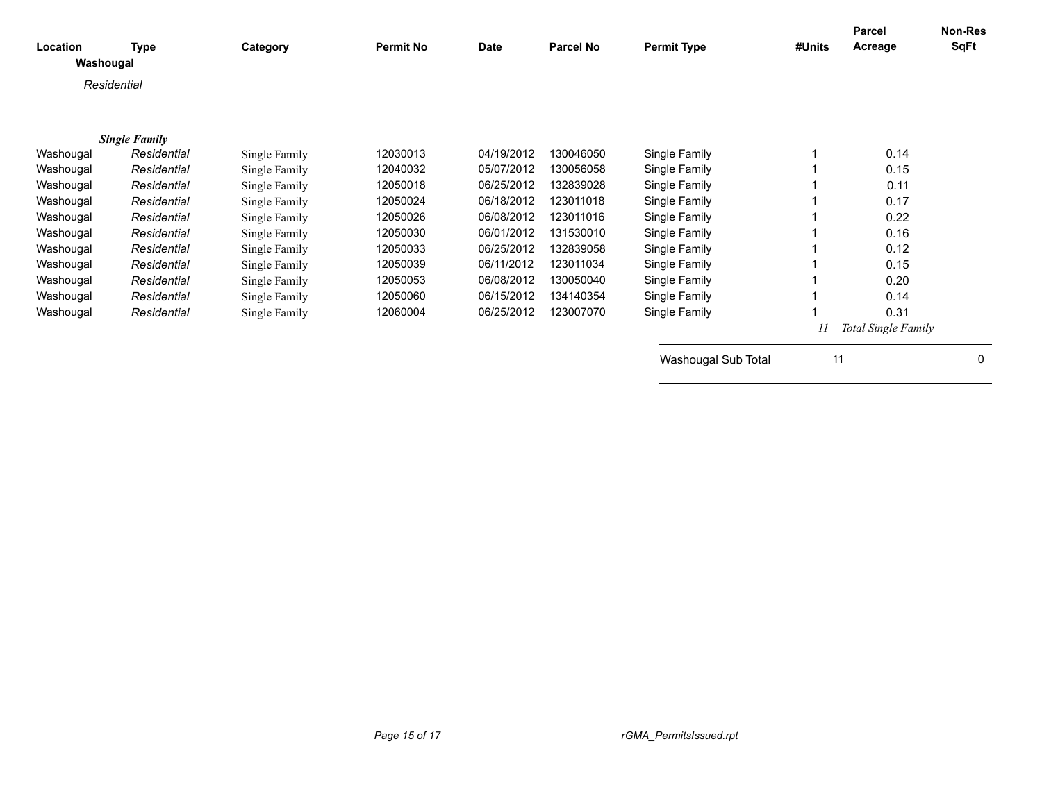| Location | Type | Category | Permit No | Date | Parcel No | Permit Type | #Units | Parcel Acreage | Non-Res SqFt |
|---|---|---|---|---|---|---|---|---|---|
| **Washougal** | | | | | | | | | |
| *Residential* | | | | | | | | | |
| ***Single Family*** | | | | | | | | | |
| Washougal | *Residential* | Single Family | 12030013 | 04/19/2012 | 130046050 | Single Family | 1 | 0.14 | |
| Washougal | *Residential* | Single Family | 12040032 | 05/07/2012 | 130056058 | Single Family | 1 | 0.15 | |
| Washougal | *Residential* | Single Family | 12050018 | 06/25/2012 | 132839028 | Single Family | 1 | 0.11 | |
| Washougal | *Residential* | Single Family | 12050024 | 06/18/2012 | 123011018 | Single Family | 1 | 0.17 | |
| Washougal | *Residential* | Single Family | 12050026 | 06/08/2012 | 123011016 | Single Family | 1 | 0.22 | |
| Washougal | *Residential* | Single Family | 12050030 | 06/01/2012 | 131530010 | Single Family | 1 | 0.16 | |
| Washougal | *Residential* | Single Family | 12050033 | 06/25/2012 | 132839058 | Single Family | 1 | 0.12 | |
| Washougal | *Residential* | Single Family | 12050039 | 06/11/2012 | 123011034 | Single Family | 1 | 0.15 | |
| Washougal | *Residential* | Single Family | 12050053 | 06/08/2012 | 130050040 | Single Family | 1 | 0.20 | |
| Washougal | *Residential* | Single Family | 12050060 | 06/15/2012 | 134140354 | Single Family | 1 | 0.14 | |
| Washougal | *Residential* | Single Family | 12060004 | 06/25/2012 | 123007070 | Single Family | 1 | 0.31 | |
| | | | | | | | *11* | *Total Single Family* | |
| | | | | | | Washougal Sub Total | 11 | | 0 |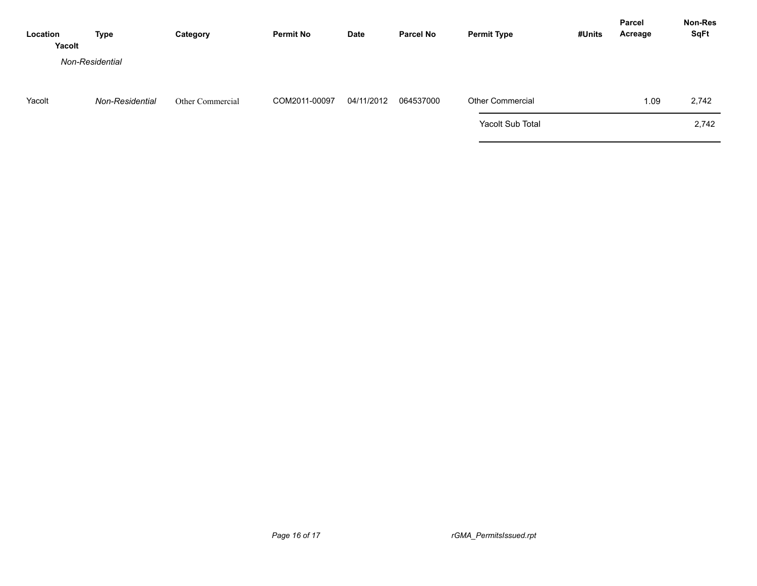| Location | Type | Category | Permit No | Date | Parcel No | Permit Type | #Units | Parcel Acreage | Non-Res SqFt |
|---|---|---|---|---|---|---|---|---|---|
| **Yacolt** | | | | | | | | | |
| *Non-Residential* | | | | | | | | | |
| Yacolt | *Non-Residential* | Other Commercial | COM2011-00097 | 04/11/2012 | 064537000 | Other Commercial | | 1.09 | 2,742 |
| | | | | | | Yacolt Sub Total | | | 2,742 |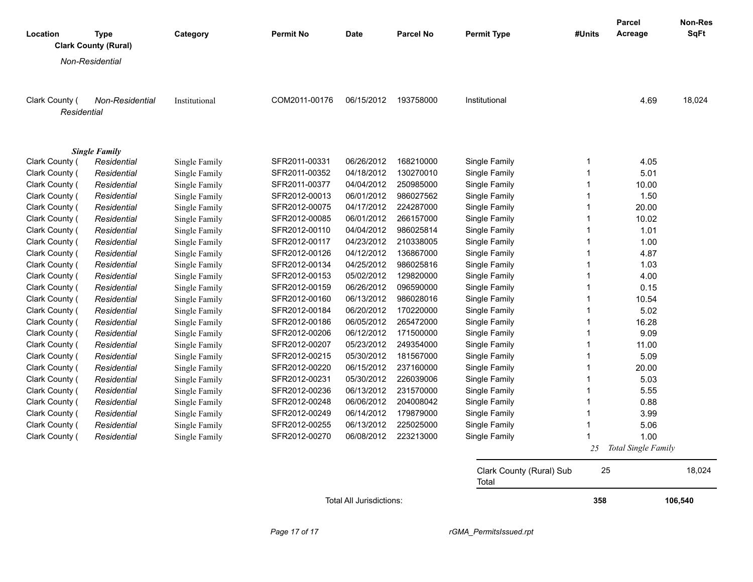| Location | Type | Category | Permit No | Date | Parcel No | Permit Type | #Units | Parcel Acreage | Non-Res SqFt |
|---|---|---|---|---|---|---|---|---|---|
| **Clark County (Rural)** | | | | | | | | | |
| *Non-Residential* | | | | | | | | | |
| Clark County ( Residential | *Non-Residential* | Institutional | COM2011-00176 | 06/15/2012 | 193758000 | Institutional | | 4.69 | 18,024 |
| ***Single Family*** | | | | | | | | | |
| Clark County ( | *Residential* | Single Family | SFR2011-00331 | 06/26/2012 | 168210000 | Single Family | 1 | 4.05 | |
| Clark County ( | *Residential* | Single Family | SFR2011-00352 | 04/18/2012 | 130270010 | Single Family | 1 | 5.01 | |
| Clark County ( | *Residential* | Single Family | SFR2011-00377 | 04/04/2012 | 250985000 | Single Family | 1 | 10.00 | |
| Clark County ( | *Residential* | Single Family | SFR2012-00013 | 06/01/2012 | 986027562 | Single Family | 1 | 1.50 | |
| Clark County ( | *Residential* | Single Family | SFR2012-00075 | 04/17/2012 | 224287000 | Single Family | 1 | 20.00 | |
| Clark County ( | *Residential* | Single Family | SFR2012-00085 | 06/01/2012 | 266157000 | Single Family | 1 | 10.02 | |
| Clark County ( | *Residential* | Single Family | SFR2012-00110 | 04/04/2012 | 986025814 | Single Family | 1 | 1.01 | |
| Clark County ( | *Residential* | Single Family | SFR2012-00117 | 04/23/2012 | 210338005 | Single Family | 1 | 1.00 | |
| Clark County ( | *Residential* | Single Family | SFR2012-00126 | 04/12/2012 | 136867000 | Single Family | 1 | 4.87 | |
| Clark County ( | *Residential* | Single Family | SFR2012-00134 | 04/25/2012 | 986025816 | Single Family | 1 | 1.03 | |
| Clark County ( | *Residential* | Single Family | SFR2012-00153 | 05/02/2012 | 129820000 | Single Family | 1 | 4.00 | |
| Clark County ( | *Residential* | Single Family | SFR2012-00159 | 06/26/2012 | 096590000 | Single Family | 1 | 0.15 | |
| Clark County ( | *Residential* | Single Family | SFR2012-00160 | 06/13/2012 | 986028016 | Single Family | 1 | 10.54 | |
| Clark County ( | *Residential* | Single Family | SFR2012-00184 | 06/20/2012 | 170220000 | Single Family | 1 | 5.02 | |
| Clark County ( | *Residential* | Single Family | SFR2012-00186 | 06/05/2012 | 265472000 | Single Family | 1 | 16.28 | |
| Clark County ( | *Residential* | Single Family | SFR2012-00206 | 06/12/2012 | 171500000 | Single Family | 1 | 9.09 | |
| Clark County ( | *Residential* | Single Family | SFR2012-00207 | 05/23/2012 | 249354000 | Single Family | 1 | 11.00 | |
| Clark County ( | *Residential* | Single Family | SFR2012-00215 | 05/30/2012 | 181567000 | Single Family | 1 | 5.09 | |
| Clark County ( | *Residential* | Single Family | SFR2012-00220 | 06/15/2012 | 237160000 | Single Family | 1 | 20.00 | |
| Clark County ( | *Residential* | Single Family | SFR2012-00231 | 05/30/2012 | 226039006 | Single Family | 1 | 5.03 | |
| Clark County ( | *Residential* | Single Family | SFR2012-00236 | 06/13/2012 | 231570000 | Single Family | 1 | 5.55 | |
| Clark County ( | *Residential* | Single Family | SFR2012-00248 | 06/06/2012 | 204008042 | Single Family | 1 | 0.88 | |
| Clark County ( | *Residential* | Single Family | SFR2012-00249 | 06/14/2012 | 179879000 | Single Family | 1 | 3.99 | |
| Clark County ( | *Residential* | Single Family | SFR2012-00255 | 06/13/2012 | 225025000 | Single Family | 1 | 5.06 | |
| Clark County ( | *Residential* | Single Family | SFR2012-00270 | 06/08/2012 | 223213000 | Single Family | 1 | 1.00 | |
| | | | | | | | *25* | *Total Single Family* | |
| | | | | | | Clark County (Rural) Sub Total | 25 | | 18,024 |
| | | | | Total All Jurisdictions: | | | **358** | | **106,540** |